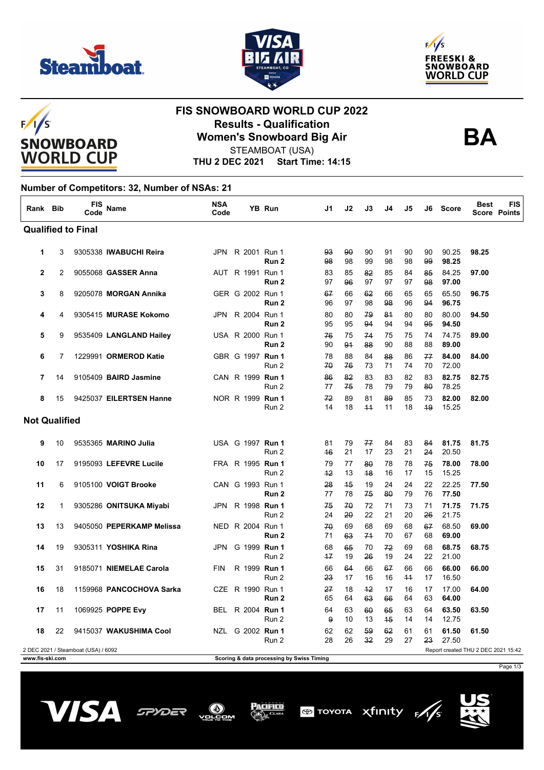# FIS SNOWBOARD WORLD CUP 2022

## Results - Qualification

## Women's Snowboard Big Air

STEAMBOAT (USA)

**THU 2 DEC 2021 Start Time: 14:15**

**BA**

**Number of Competitors: 32, Number of NSAs: 21**

| Rank | Bib | FIS Code | Name | NSA Code | YB | Run | J1 | J2 | J3 | J4 | J5 | J6 | Score | Best Score | FIS Points |
|---|---|---|---|---|---|---|---|---|---|---|---|---|---|---|---|
| **Qualified to Final** | | | | | | | | | | | | | | | |
| 1 | 3 | 9305338 | **IWABUCHI Reira** | JPN | R 2001 | Run 1 | ~~93~~ | ~~90~~ | 90 | 91 | 90 | 90 | 90.25 | **98.25** | |
| | | | | | | **Run 2** | ~~98~~ | 98 | 99 | 98 | 98 | ~~99~~ | **98.25** | | |
| 2 | 2 | 9055068 | **GASSER Anna** | AUT | R 1991 | Run 1 | 83 | 85 | ~~82~~ | 85 | 84 | ~~85~~ | 84.25 | **97.00** | |
| | | | | | | **Run 2** | 97 | ~~96~~ | 97 | 97 | 97 | ~~98~~ | **97.00** | | |
| 3 | 8 | 9205078 | **MORGAN Annika** | GER | G 2002 | Run 1 | ~~67~~ | 66 | ~~62~~ | 66 | 65 | 65 | 65.50 | **96.75** | |
| | | | | | | **Run 2** | 96 | 97 | 98 | ~~98~~ | 96 | ~~94~~ | **96.75** | | |
| 4 | 4 | 9305415 | **MURASE Kokomo** | JPN | R 2004 | Run 1 | 80 | 80 | ~~79~~ | ~~81~~ | 80 | 80 | 80.00 | **94.50** | |
| | | | | | | **Run 2** | 95 | 95 | ~~94~~ | 94 | 94 | ~~95~~ | **94.50** | | |
| 5 | 9 | 9535409 | **LANGLAND Hailey** | USA | R 2000 | Run 1 | ~~76~~ | 75 | ~~74~~ | 75 | 75 | 74 | 74.75 | **89.00** | |
| | | | | | | **Run 2** | 90 | ~~91~~ | ~~88~~ | 90 | 88 | 88 | **89.00** | | |
| 6 | 7 | 1229991 | **ORMEROD Katie** | GBR | G 1997 | **Run 1** | 78 | 88 | 84 | ~~88~~ | 86 | ~~77~~ | **84.00** | **84.00** | |
| | | | | | | Run 2 | ~~70~~ | ~~76~~ | 73 | 71 | 74 | 70 | 72.00 | | |
| 7 | 14 | 9105409 | **BAIRD Jasmine** | CAN | R 1999 | **Run 1** | ~~86~~ | ~~82~~ | 83 | 83 | 82 | 83 | **82.75** | **82.75** | |
| | | | | | | Run 2 | 77 | ~~75~~ | 78 | 79 | 79 | ~~80~~ | 78.25 | | |
| 8 | 15 | 9425037 | **EILERTSEN Hanne** | NOR | R 1999 | **Run 1** | ~~72~~ | 89 | 81 | ~~89~~ | 85 | 73 | **82.00** | **82.00** | |
| | | | | | | Run 2 | 14 | 18 | ~~11~~ | 11 | 18 | ~~19~~ | 15.25 | | |
| **Not Qualified** | | | | | | | | | | | | | | | |
| 9 | 10 | 9535365 | **MARINO Julia** | USA | G 1997 | **Run 1** | 81 | 79 | ~~77~~ | 84 | 83 | ~~84~~ | **81.75** | **81.75** | |
| | | | | | | Run 2 | ~~16~~ | 21 | 17 | 23 | 21 | ~~24~~ | 20.50 | | |
| 10 | 17 | 9195093 | **LEFEVRE Lucile** | FRA | R 1995 | **Run 1** | 79 | 77 | ~~80~~ | 78 | 78 | ~~75~~ | **78.00** | **78.00** | |
| | | | | | | Run 2 | ~~12~~ | 13 | ~~18~~ | 16 | 17 | 15 | 15.25 | | |
| 11 | 6 | 9105100 | **VOIGT Brooke** | CAN | G 1993 | Run 1 | ~~28~~ | ~~15~~ | 19 | 24 | 24 | 22 | 22.25 | **77.50** | |
| | | | | | | **Run 2** | 77 | 78 | ~~75~~ | ~~80~~ | 79 | 76 | **77.50** | | |
| 12 | 1 | 9305286 | **ONITSUKA Miyabi** | JPN | R 1998 | **Run 1** | ~~75~~ | ~~70~~ | 72 | 71 | 73 | 71 | **71.75** | **71.75** | |
| | | | | | | Run 2 | 24 | ~~20~~ | 22 | 21 | 20 | ~~26~~ | 21.75 | | |
| 13 | 13 | 9405050 | **PEPERKAMP Melissa** | NED | R 2004 | Run 1 | ~~70~~ | 69 | 68 | 69 | 68 | ~~67~~ | 68.50 | **69.00** | |
| | | | | | | **Run 2** | 71 | ~~63~~ | ~~71~~ | 70 | 67 | 68 | **69.00** | | |
| 14 | 19 | 9305311 | **YOSHIKA Rina** | JPN | G 1999 | **Run 1** | 68 | ~~65~~ | 70 | ~~72~~ | 69 | 68 | **68.75** | **68.75** | |
| | | | | | | Run 2 | ~~17~~ | 19 | ~~26~~ | 19 | 24 | 22 | 21.00 | | |
| 15 | 31 | 9185071 | **NIEMELAE Carola** | FIN | R 1999 | **Run 1** | 66 | ~~64~~ | 66 | ~~67~~ | 66 | 66 | **66.00** | **66.00** | |
| | | | | | | Run 2 | ~~23~~ | 17 | 16 | 16 | ~~11~~ | 17 | 16.50 | | |
| 16 | 18 | 1159968 | **PANCOCHOVA Sarka** | CZE | R 1990 | Run 1 | ~~27~~ | 18 | ~~12~~ | 17 | 16 | 17 | 17.00 | **64.00** | |
| | | | | | | **Run 2** | 65 | 64 | ~~63~~ | ~~66~~ | 64 | 63 | **64.00** | | |
| 17 | 11 | 1069925 | **POPPE Evy** | BEL | R 2004 | **Run 1** | 64 | 63 | ~~60~~ | ~~65~~ | 63 | 64 | **63.50** | **63.50** | |
| | | | | | | Run 2 | ~~9~~ | 10 | 13 | ~~15~~ | 14 | 14 | 12.75 | | |
| 18 | 22 | 9415037 | **WAKUSHIMA Cool** | NZL | G 2002 | **Run 1** | 62 | 62 | ~~59~~ | ~~62~~ | 61 | 61 | **61.50** | **61.50** | |
| | | | | | | Run 2 | 28 | 26 | ~~32~~ | 29 | 27 | ~~23~~ | 27.50 | | |

2 DEC 2021 / Steamboat (USA) / 6092

Report created THU 2 DEC 2021 15:42

www.fis-ski.com

Scoring & data processing by Swiss Timing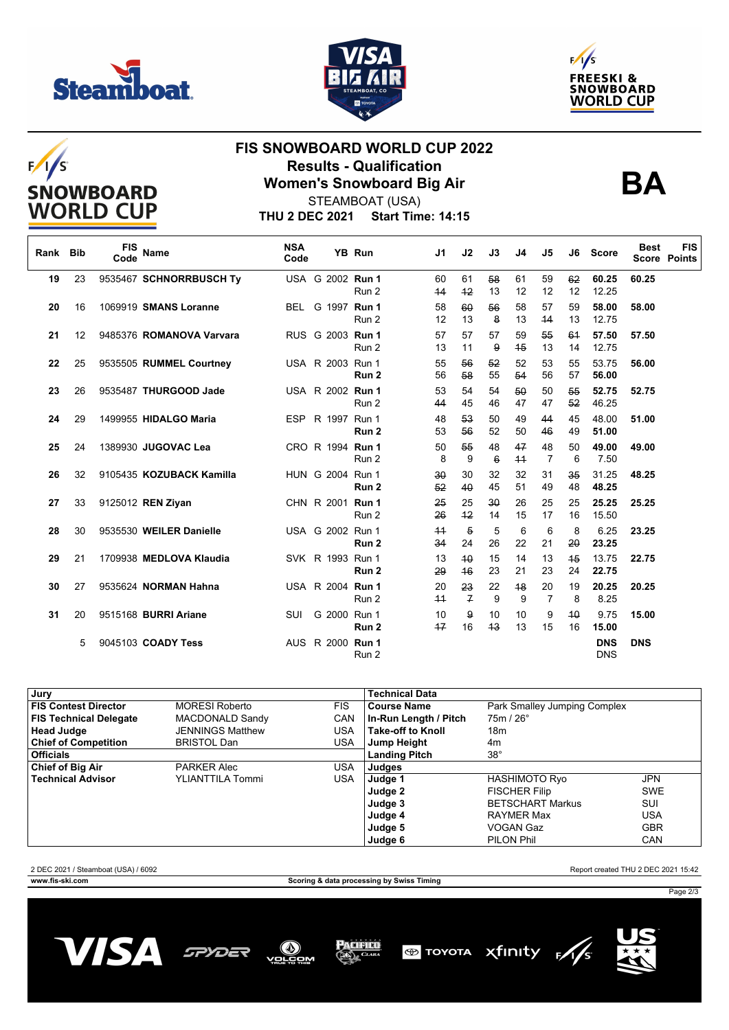# FIS SNOWBOARD WORLD CUP 2022

## Results - Qualification

## Women's Snowboard Big Air

STEAMBOAT (USA)

**THU 2 DEC 2021 Start Time: 14:15**

**BA**

| Rank | Bib | FIS Code | Name | NSA Code | | YB | Run | J1 | J2 | J3 | J4 | J5 | J6 | Score | Best Score | FIS Points |
|---|---|---|---|---|---|---|---|---|---|---|---|---|---|---|---|---|
| **19** | 23 | 9535467 | **SCHNORRBUSCH Ty** | USA | G | 2002 | **Run 1** | 60 | 61 | ~~58~~ | 61 | 59 | ~~62~~ | **60.25** | **60.25** | |
| | | | | | | | Run 2 | ~~11~~ | ~~12~~ | 13 | 12 | 12 | 12 | 12.25 | | |
| **20** | 16 | 1069919 | **SMANS Loranne** | BEL | G | 1997 | **Run 1** | 58 | ~~60~~ | ~~56~~ | 58 | 57 | 59 | **58.00** | **58.00** | |
| | | | | | | | Run 2 | 12 | 13 | ~~8~~ | 13 | ~~14~~ | 13 | 12.75 | | |
| **21** | 12 | 9485376 | **ROMANOVA Varvara** | RUS | G | 2003 | **Run 1** | 57 | 57 | 57 | 59 | ~~55~~ | ~~61~~ | **57.50** | **57.50** | |
| | | | | | | | Run 2 | 13 | 11 | ~~9~~ | ~~15~~ | 13 | 14 | 12.75 | | |
| **22** | 25 | 9535505 | **RUMMEL Courtney** | USA | R | 2003 | Run 1 | 55 | ~~56~~ | ~~52~~ | 52 | 53 | 55 | 53.75 | **56.00** | |
| | | | | | | | **Run 2** | 56 | ~~58~~ | 55 | ~~54~~ | 56 | 57 | **56.00** | | |
| **23** | 26 | 9535487 | **THURGOOD Jade** | USA | R | 2002 | **Run 1** | 53 | 54 | 54 | ~~50~~ | 50 | ~~55~~ | **52.75** | **52.75** | |
| | | | | | | | Run 2 | ~~44~~ | 45 | 46 | 47 | 47 | ~~52~~ | 46.25 | | |
| **24** | 29 | 1499955 | **HIDALGO Maria** | ESP | R | 1997 | Run 1 | 48 | ~~53~~ | 50 | 49 | ~~44~~ | 45 | 48.00 | **51.00** | |
| | | | | | | | **Run 2** | 53 | ~~56~~ | 52 | 50 | ~~46~~ | 49 | **51.00** | | |
| **25** | 24 | 1389930 | **JUGOVAC Lea** | CRO | R | 1994 | **Run 1** | 50 | ~~55~~ | 48 | ~~47~~ | 48 | 50 | **49.00** | **49.00** | |
| | | | | | | | Run 2 | 8 | 9 | ~~6~~ | ~~11~~ | 7 | 6 | 7.50 | | |
| **26** | 32 | 9105435 | **KOZUBACK Kamilla** | HUN | G | 2004 | Run 1 | ~~30~~ | 30 | 32 | 32 | 31 | ~~35~~ | 31.25 | **48.25** | |
| | | | | | | | **Run 2** | ~~52~~ | ~~40~~ | 45 | 51 | 49 | 48 | **48.25** | | |
| **27** | 33 | 9125012 | **REN Ziyan** | CHN | R | 2001 | **Run 1** | ~~25~~ | 25 | ~~30~~ | 26 | 25 | 25 | **25.25** | **25.25** | |
| | | | | | | | Run 2 | ~~26~~ | ~~12~~ | 14 | 15 | 17 | 16 | 15.50 | | |
| **28** | 30 | 9535530 | **WEILER Danielle** | USA | G | 2002 | Run 1 | ~~11~~ | ~~5~~ | 5 | 6 | 6 | 8 | 6.25 | **23.25** | |
| | | | | | | | **Run 2** | ~~34~~ | 24 | 26 | 22 | 21 | ~~20~~ | **23.25** | | |
| **29** | 21 | 1709938 | **MEDLOVA Klaudia** | SVK | R | 1993 | Run 1 | 13 | ~~10~~ | 15 | 14 | 13 | ~~15~~ | 13.75 | **22.75** | |
| | | | | | | | **Run 2** | ~~29~~ | ~~16~~ | 23 | 21 | 23 | 24 | **22.75** | | |
| **30** | 27 | 9535624 | **NORMAN Hahna** | USA | R | 2004 | **Run 1** | 20 | ~~23~~ | 22 | ~~18~~ | 20 | 19 | **20.25** | **20.25** | |
| | | | | | | | Run 2 | ~~11~~ | ~~7~~ | 9 | 9 | 7 | 8 | 8.25 | | |
| **31** | 20 | 9515168 | **BURRI Ariane** | SUI | G | 2000 | Run 1 | 10 | ~~9~~ | 10 | 10 | 9 | ~~10~~ | 9.75 | **15.00** | |
| | | | | | | | **Run 2** | ~~17~~ | 16 | ~~13~~ | 13 | 15 | 16 | **15.00** | | |
| | 5 | 9045103 | **COADY Tess** | AUS | R | 2000 | **Run 1** | | | | | | | **DNS** | **DNS** | |
| | | | | | | | Run 2 | | | | | | | DNS | | |

| Jury | | |
|---|---|---|
| **FIS Contest Director** | MORESI Roberto | FIS |
| **FIS Technical Delegate** | MACDONALD Sandy | CAN |
| **Head Judge** | JENNINGS Matthew | USA |
| **Chief of Competition** | BRISTOL Dan | USA |
| **Officials** | | |
| **Chief of Big Air** | PARKER Alec | USA |
| **Technical Advisor** | YLIANTTILA Tommi | USA |

| Technical Data | | |
|---|---|---|
| **Course Name** | Park Smalley Jumping Complex | |
| **In-Run Length / Pitch** | 75m / 26° | |
| **Take-off to Knoll** | 18m | |
| **Jump Height** | 4m | |
| **Landing Pitch** | 38° | |
| **Judges** | | |
| **Judge 1** | HASHIMOTO Ryo | JPN |
| **Judge 2** | FISCHER Filip | SWE |
| **Judge 3** | BETSCHART Markus | SUI |
| **Judge 4** | RAYMER Max | USA |
| **Judge 5** | VOGAN Gaz | GBR |
| **Judge 6** | PILON Phil | CAN |

2 DEC 2021 / Steamboat (USA) / 6092 — Report created THU 2 DEC 2021 15:42

www.fis-ski.com — Scoring & data processing by Swiss Timing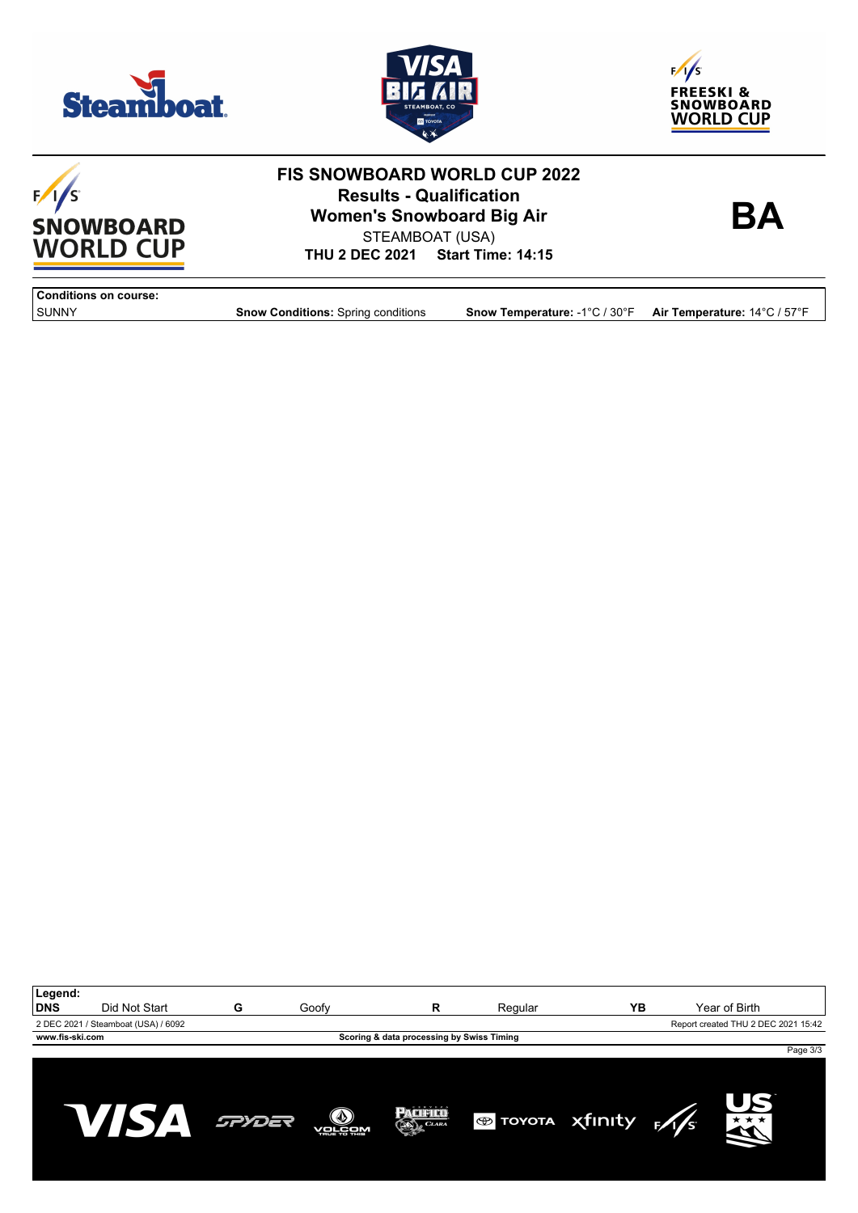# FIS SNOWBOARD WORLD CUP 2022

## Results - Qualification

## Women's Snowboard Big Air

STEAMBOAT (USA)

**THU 2 DEC 2021 Start Time: 14:15**

**BA**

| **Conditions on course:** | | | |
|---|---|---|---|
| SUNNY | **Snow Conditions:** Spring conditions | **Snow Temperature:** -1°C / 30°F | **Air Temperature:** 14°C / 57°F |

| **Legend:** | | | | | | | |
|---|---|---|---|---|---|---|---|
| **DNS** | Did Not Start | **G** | Goofy | **R** | Regular | **YB** | Year of Birth |

2 DEC 2021 / Steamboat (USA) / 6092

Report created THU 2 DEC 2021 15:42

www.fis-ski.com

Scoring & data processing by Swiss Timing